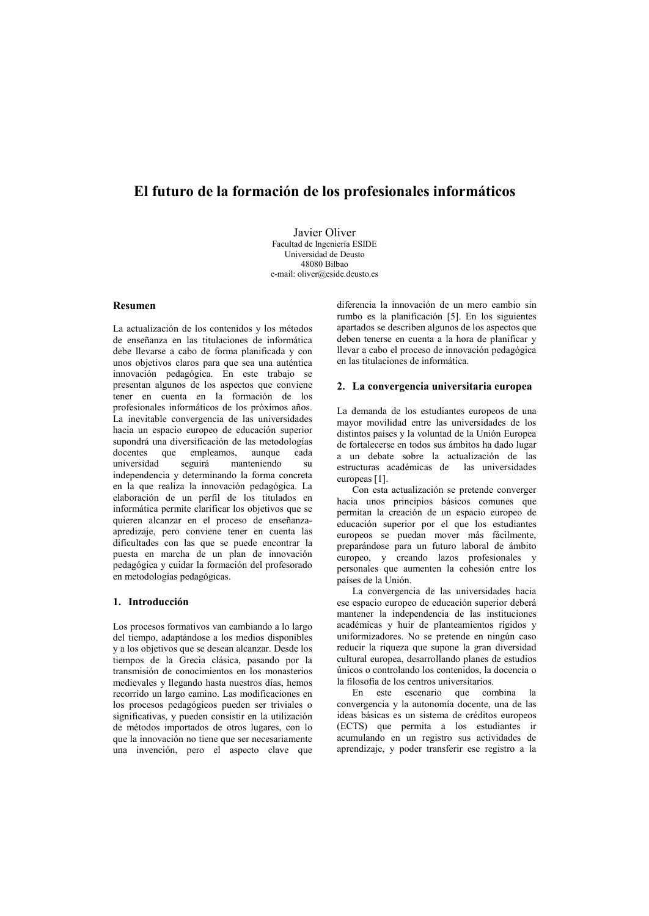# El futuro de la formación de los profesionales informáticos

Javier Oliver
Facultad de Ingeniería ESIDE
Universidad de Deusto
48080 Bilbao
e-mail: oliver@eside.deusto.es

## Resumen

La actualización de los contenidos y los métodos de enseñanza en las titulaciones de informática debe llevarse a cabo de forma planificada y con unos objetivos claros para que sea una auténtica innovación pedagógica. En este trabajo se presentan algunos de los aspectos que conviene tener en cuenta en la formación de los profesionales informáticos de los próximos años. La inevitable convergencia de las universidades hacia un espacio europeo de educación superior supondrá una diversificación de las metodologías docentes que empleamos, aunque cada universidad seguirá manteniendo su independencia y determinando la forma concreta en la que realiza la innovación pedagógica. La elaboración de un perfil de los titulados en informática permite clarificar los objetivos que se quieren alcanzar en el proceso de enseñanza-apredizaje, pero conviene tener en cuenta las dificultades con las que se puede encontrar la puesta en marcha de un plan de innovación pedagógica y cuidar la formación del profesorado en metodologías pedagógicas.

## 1. Introducción

Los procesos formativos van cambiando a lo largo del tiempo, adaptándose a los medios disponibles y a los objetivos que se desean alcanzar. Desde los tiempos de la Grecia clásica, pasando por la transmisión de conocimientos en los monasterios medievales y llegando hasta nuestros días, hemos recorrido un largo camino. Las modificaciones en los procesos pedagógicos pueden ser triviales o significativas, y pueden consistir en la utilización de métodos importados de otros lugares, con lo que la innovación no tiene que ser necesariamente una invención, pero el aspecto clave que diferencia la innovación de un mero cambio sin rumbo es la planificación [5]. En los siguientes apartados se describen algunos de los aspectos que deben tenerse en cuenta a la hora de planificar y llevar a cabo el proceso de innovación pedagógica en las titulaciones de informática.

## 2. La convergencia universitaria europea

La demanda de los estudiantes europeos de una mayor movilidad entre las universidades de los distintos países y la voluntad de la Unión Europea de fortalecerse en todos sus ámbitos ha dado lugar a un debate sobre la actualización de las estructuras académicas de las universidades europeas [1].

Con esta actualización se pretende converger hacia unos principios básicos comunes que permitan la creación de un espacio europeo de educación superior por el que los estudiantes europeos se puedan mover más fácilmente, preparándose para un futuro laboral de ámbito europeo, y creando lazos profesionales y personales que aumenten la cohesión entre los países de la Unión.

La convergencia de las universidades hacia ese espacio europeo de educación superior deberá mantener la independencia de las instituciones académicas y huir de planteamientos rígidos y uniformizadores. No se pretende en ningún caso reducir la riqueza que supone la gran diversidad cultural europea, desarrollando planes de estudios únicos o controlando los contenidos, la docencia o la filosofía de los centros universitarios.

En este escenario que combina la convergencia y la autonomía docente, una de las ideas básicas es un sistema de créditos europeos (ECTS) que permita a los estudiantes ir acumulando en un registro sus actividades de aprendizaje, y poder transferir ese registro a la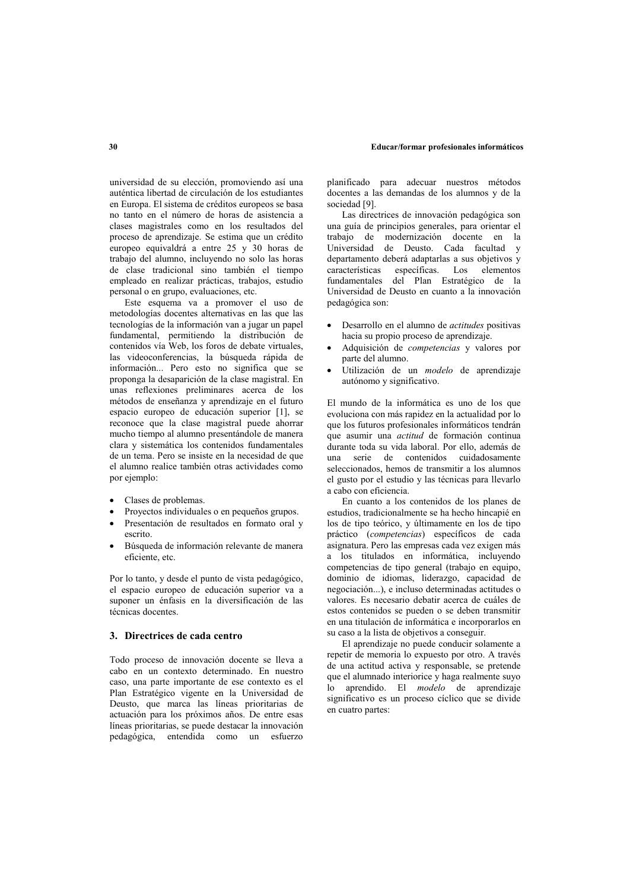universidad de su elección, promoviendo así una auténtica libertad de circulación de los estudiantes en Europa. El sistema de créditos europeos se basa no tanto en el número de horas de asistencia a clases magistrales como en los resultados del proceso de aprendizaje. Se estima que un crédito europeo equivaldrá a entre 25 y 30 horas de trabajo del alumno, incluyendo no solo las horas de clase tradicional sino también el tiempo empleado en realizar prácticas, trabajos, estudio personal o en grupo, evaluaciones, etc.

Este esquema va a promover el uso de metodologías docentes alternativas en las que las tecnologías de la información van a jugar un papel fundamental, permitiendo la distribución de contenidos vía Web, los foros de debate virtuales, las videoconferencias, la búsqueda rápida de información... Pero esto no significa que se proponga la desaparición de la clase magistral. En unas reflexiones preliminares acerca de los métodos de enseñanza y aprendizaje en el futuro espacio europeo de educación superior [1], se reconoce que la clase magistral puede ahorrar mucho tiempo al alumno presentándole de manera clara y sistemática los contenidos fundamentales de un tema. Pero se insiste en la necesidad de que el alumno realice también otras actividades como por ejemplo:

- Clases de problemas.
- Proyectos individuales o en pequeños grupos.
- Presentación de resultados en formato oral y escrito.
- Búsqueda de información relevante de manera eficiente, etc.

Por lo tanto, y desde el punto de vista pedagógico, el espacio europeo de educación superior va a suponer un énfasis en la diversificación de las técnicas docentes.

## 3. Directrices de cada centro

Todo proceso de innovación docente se lleva a cabo en un contexto determinado. En nuestro caso, una parte importante de ese contexto es el Plan Estratégico vigente en la Universidad de Deusto, que marca las líneas prioritarias de actuación para los próximos años. De entre esas líneas prioritarias, se puede destacar la innovación pedagógica, entendida como un esfuerzo planificado para adecuar nuestros métodos docentes a las demandas de los alumnos y de la sociedad [9].

Las directrices de innovación pedagógica son una guía de principios generales, para orientar el trabajo de modernización docente en la Universidad de Deusto. Cada facultad y departamento deberá adaptarlas a sus objetivos y características específicas. Los elementos fundamentales del Plan Estratégico de la Universidad de Deusto en cuanto a la innovación pedagógica son:

- Desarrollo en el alumno de *actitudes* positivas hacia su propio proceso de aprendizaje.
- Adquisición de *competencias* y valores por parte del alumno.
- Utilización de un *modelo* de aprendizaje autónomo y significativo.

El mundo de la informática es uno de los que evoluciona con más rapidez en la actualidad por lo que los futuros profesionales informáticos tendrán que asumir una *actitud* de formación continua durante toda su vida laboral. Por ello, además de una serie de contenidos cuidadosamente seleccionados, hemos de transmitir a los alumnos el gusto por el estudio y las técnicas para llevarlo a cabo con eficiencia.

En cuanto a los contenidos de los planes de estudios, tradicionalmente se ha hecho hincapié en los de tipo teórico, y últimamente en los de tipo práctico (*competencias*) específicos de cada asignatura. Pero las empresas cada vez exigen más a los titulados en informática, incluyendo competencias de tipo general (trabajo en equipo, dominio de idiomas, liderazgo, capacidad de negociación...), e incluso determinadas actitudes o valores. Es necesario debatir acerca de cuáles de estos contenidos se pueden o se deben transmitir en una titulación de informática e incorporarlos en su caso a la lista de objetivos a conseguir.

El aprendizaje no puede conducir solamente a repetir de memoria lo expuesto por otro. A través de una actitud activa y responsable, se pretende que el alumnado interiorice y haga realmente suyo lo aprendido. El *modelo* de aprendizaje significativo es un proceso cíclico que se divide en cuatro partes: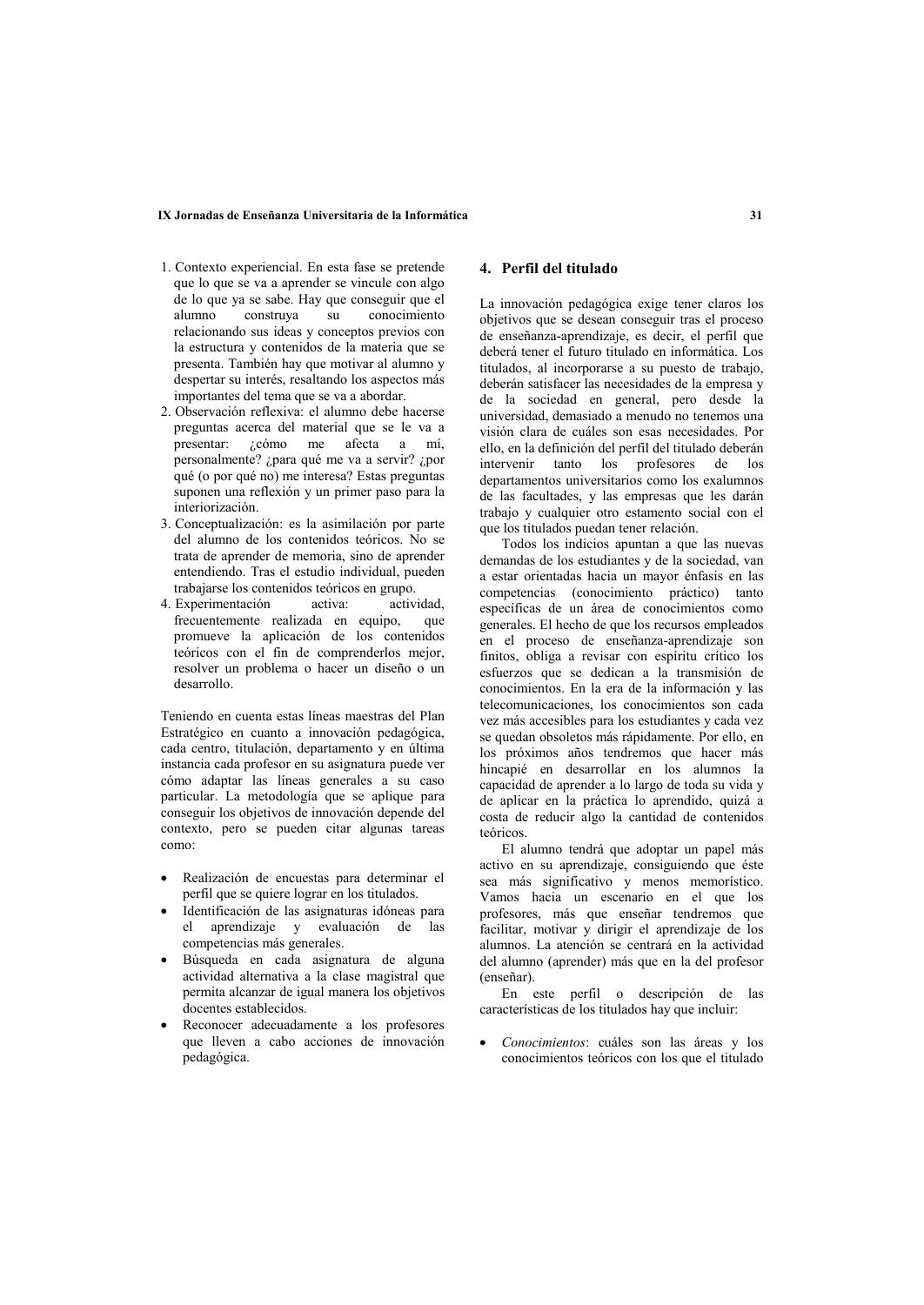1. Contexto experiencial. En esta fase se pretende que lo que se va a aprender se vincule con algo de lo que ya se sabe. Hay que conseguir que el alumno construya su conocimiento relacionando sus ideas y conceptos previos con la estructura y contenidos de la materia que se presenta. También hay que motivar al alumno y despertar su interés, resaltando los aspectos más importantes del tema que se va a abordar.
2. Observación reflexiva: el alumno debe hacerse preguntas acerca del material que se le va a presentar: ¿cómo me afecta a mí, personalmente? ¿para qué me va a servir? ¿por qué (o por qué no) me interesa? Estas preguntas suponen una reflexión y un primer paso para la interiorización.
3. Conceptualización: es la asimilación por parte del alumno de los contenidos teóricos. No se trata de aprender de memoria, sino de aprender entendiendo. Tras el estudio individual, pueden trabajarse los contenidos teóricos en grupo.
4. Experimentación activa: actividad, frecuentemente realizada en equipo, que promueve la aplicación de los contenidos teóricos con el fin de comprenderlos mejor, resolver un problema o hacer un diseño o un desarrollo.

Teniendo en cuenta estas líneas maestras del Plan Estratégico en cuanto a innovación pedagógica, cada centro, titulación, departamento y en última instancia cada profesor en su asignatura puede ver cómo adaptar las líneas generales a su caso particular. La metodología que se aplique para conseguir los objetivos de innovación depende del contexto, pero se pueden citar algunas tareas como:

- Realización de encuestas para determinar el perfil que se quiere lograr en los titulados.
- Identificación de las asignaturas idóneas para el aprendizaje y evaluación de las competencias más generales.
- Búsqueda en cada asignatura de alguna actividad alternativa a la clase magistral que permita alcanzar de igual manera los objetivos docentes establecidos.
- Reconocer adecuadamente a los profesores que lleven a cabo acciones de innovación pedagógica.

## 4. Perfil del titulado

La innovación pedagógica exige tener claros los objetivos que se desean conseguir tras el proceso de enseñanza-aprendizaje, es decir, el perfil que deberá tener el futuro titulado en informática. Los titulados, al incorporarse a su puesto de trabajo, deberán satisfacer las necesidades de la empresa y de la sociedad en general, pero desde la universidad, demasiado a menudo no tenemos una visión clara de cuáles son esas necesidades. Por ello, en la definición del perfil del titulado deberán intervenir tanto los profesores de los departamentos universitarios como los exalumnos de las facultades, y las empresas que les darán trabajo y cualquier otro estamento social con el que los titulados puedan tener relación.

Todos los indicios apuntan a que las nuevas demandas de los estudiantes y de la sociedad, van a estar orientadas hacia un mayor énfasis en las competencias (conocimiento práctico) tanto específicas de un área de conocimientos como generales. El hecho de que los recursos empleados en el proceso de enseñanza-aprendizaje son finitos, obliga a revisar con espíritu crítico los esfuerzos que se dedican a la transmisión de conocimientos. En la era de la información y las telecomunicaciones, los conocimientos son cada vez más accesibles para los estudiantes y cada vez se quedan obsoletos más rápidamente. Por ello, en los próximos años tendremos que hacer más hincapié en desarrollar en los alumnos la capacidad de aprender a lo largo de toda su vida y de aplicar en la práctica lo aprendido, quizá a costa de reducir algo la cantidad de contenidos teóricos.

El alumno tendrá que adoptar un papel más activo en su aprendizaje, consiguiendo que éste sea más significativo y menos memorístico. Vamos hacia un escenario en el que los profesores, más que enseñar tendremos que facilitar, motivar y dirigir el aprendizaje de los alumnos. La atención se centrará en la actividad del alumno (aprender) más que en la del profesor (enseñar).

En este perfil o descripción de las características de los titulados hay que incluir:

- *Conocimientos*: cuáles son las áreas y los conocimientos teóricos con los que el titulado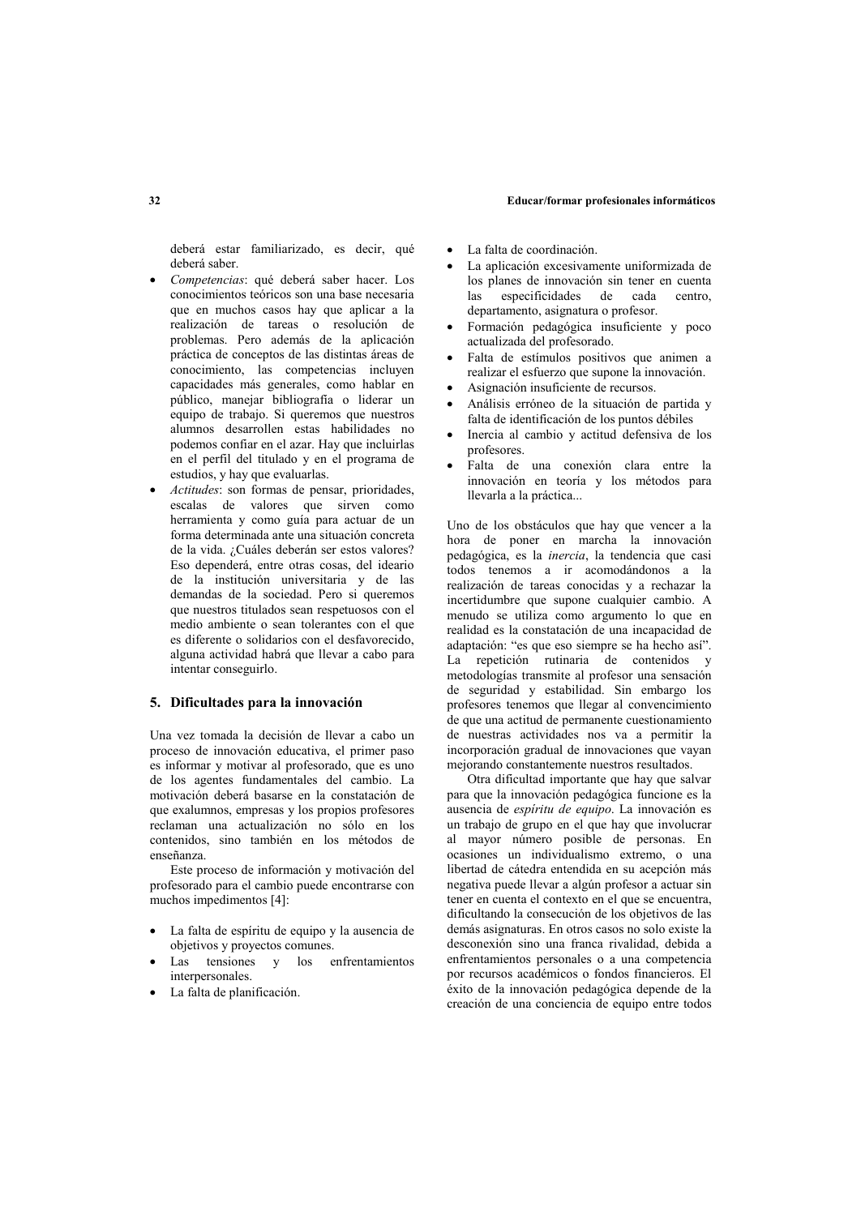deberá estar familiarizado, es decir, qué deberá saber.

- *Competencias*: qué deberá saber hacer. Los conocimientos teóricos son una base necesaria que en muchos casos hay que aplicar a la realización de tareas o resolución de problemas. Pero además de la aplicación práctica de conceptos de las distintas áreas de conocimiento, las competencias incluyen capacidades más generales, como hablar en público, manejar bibliografía o liderar un equipo de trabajo. Si queremos que nuestros alumnos desarrollen estas habilidades no podemos confiar en el azar. Hay que incluirlas en el perfil del titulado y en el programa de estudios, y hay que evaluarlas.
- *Actitudes*: son formas de pensar, prioridades, escalas de valores que sirven como herramienta y como guía para actuar de un forma determinada ante una situación concreta de la vida. ¿Cuáles deberán ser estos valores? Eso dependerá, entre otras cosas, del ideario de la institución universitaria y de las demandas de la sociedad. Pero si queremos que nuestros titulados sean respetuosos con el medio ambiente o sean tolerantes con el que es diferente o solidarios con el desfavorecido, alguna actividad habrá que llevar a cabo para intentar conseguirlo.

## 5. Dificultades para la innovación

Una vez tomada la decisión de llevar a cabo un proceso de innovación educativa, el primer paso es informar y motivar al profesorado, que es uno de los agentes fundamentales del cambio. La motivación deberá basarse en la constatación de que exalumnos, empresas y los propios profesores reclaman una actualización no sólo en los contenidos, sino también en los métodos de enseñanza.

Este proceso de información y motivación del profesorado para el cambio puede encontrarse con muchos impedimentos [4]:

- La falta de espíritu de equipo y la ausencia de objetivos y proyectos comunes.
- Las tensiones y los enfrentamientos interpersonales.
- La falta de planificación.
- La falta de coordinación.
- La aplicación excesivamente uniformizada de los planes de innovación sin tener en cuenta las especificidades de cada centro, departamento, asignatura o profesor.
- Formación pedagógica insuficiente y poco actualizada del profesorado.
- Falta de estímulos positivos que animen a realizar el esfuerzo que supone la innovación.
- Asignación insuficiente de recursos.
- Análisis erróneo de la situación de partida y falta de identificación de los puntos débiles
- Inercia al cambio y actitud defensiva de los profesores.
- Falta de una conexión clara entre la innovación en teoría y los métodos para llevarla a la práctica...

Uno de los obstáculos que hay que vencer a la hora de poner en marcha la innovación pedagógica, es la *inercia*, la tendencia que casi todos tenemos a ir acomodándonos a la realización de tareas conocidas y a rechazar la incertidumbre que supone cualquier cambio. A menudo se utiliza como argumento lo que en realidad es la constatación de una incapacidad de adaptación: "es que eso siempre se ha hecho así". La repetición rutinaria de contenidos y metodologías transmite al profesor una sensación de seguridad y estabilidad. Sin embargo los profesores tenemos que llegar al convencimiento de que una actitud de permanente cuestionamiento de nuestras actividades nos va a permitir la incorporación gradual de innovaciones que vayan mejorando constantemente nuestros resultados.

Otra dificultad importante que hay que salvar para que la innovación pedagógica funcione es la ausencia de *espíritu de equipo*. La innovación es un trabajo de grupo en el que hay que involucrar al mayor número posible de personas. En ocasiones un individualismo extremo, o una libertad de cátedra entendida en su acepción más negativa puede llevar a algún profesor a actuar sin tener en cuenta el contexto en el que se encuentra, dificultando la consecución de los objetivos de las demás asignaturas. En otros casos no solo existe la desconexión sino una franca rivalidad, debida a enfrentamientos personales o a una competencia por recursos académicos o fondos financieros. El éxito de la innovación pedagógica depende de la creación de una conciencia de equipo entre todos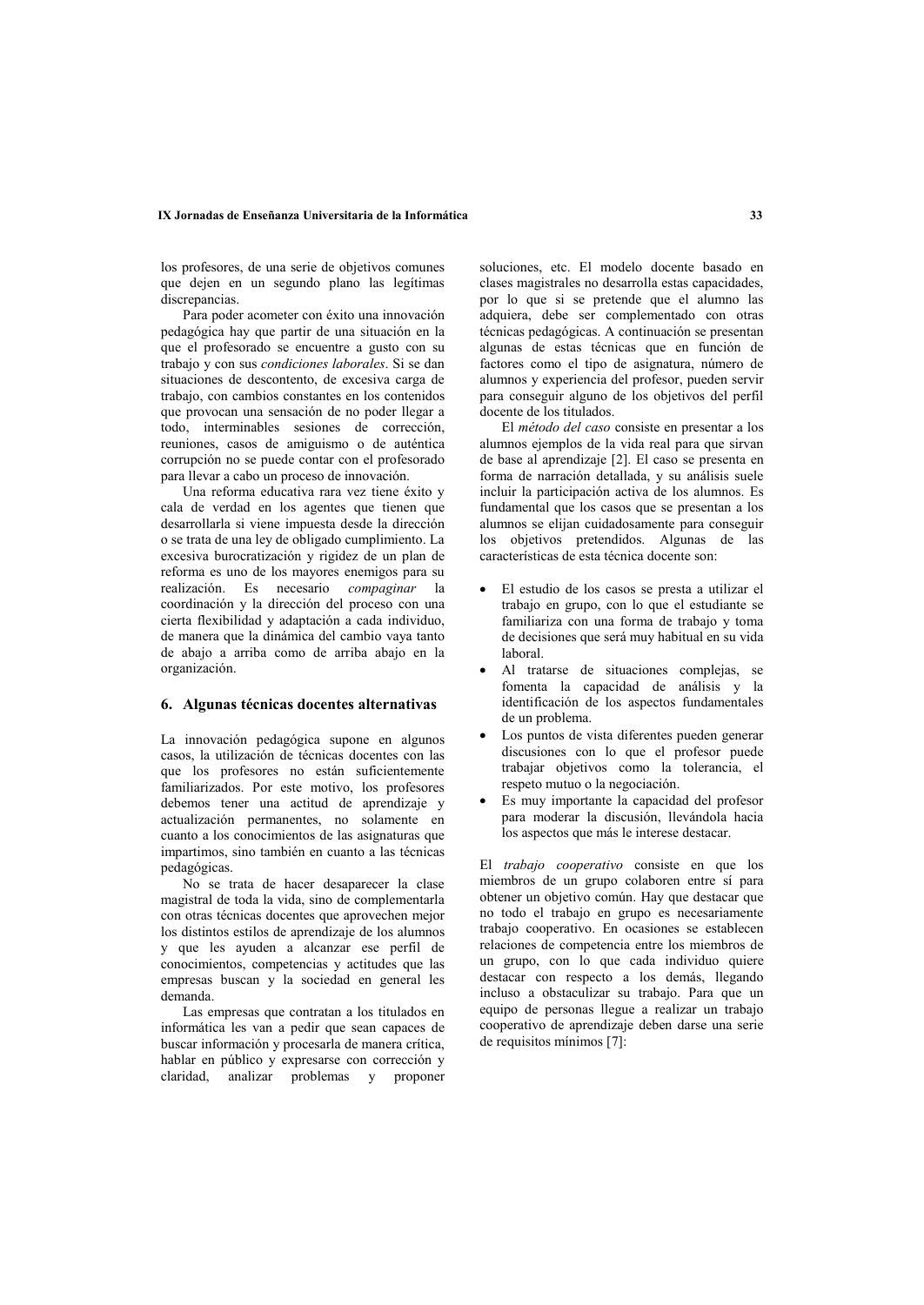los profesores, de una serie de objetivos comunes que dejen en un segundo plano las legítimas discrepancias.

Para poder acometer con éxito una innovación pedagógica hay que partir de una situación en la que el profesorado se encuentre a gusto con su trabajo y con sus *condiciones laborales*. Si se dan situaciones de descontento, de excesiva carga de trabajo, con cambios constantes en los contenidos que provocan una sensación de no poder llegar a todo, interminables sesiones de corrección, reuniones, casos de amiguismo o de auténtica corrupción no se puede contar con el profesorado para llevar a cabo un proceso de innovación.

Una reforma educativa rara vez tiene éxito y cala de verdad en los agentes que tienen que desarrollarla si viene impuesta desde la dirección o se trata de una ley de obligado cumplimiento. La excesiva burocratización y rigidez de un plan de reforma es uno de los mayores enemigos para su realización. Es necesario *compaginar* la coordinación y la dirección del proceso con una cierta flexibilidad y adaptación a cada individuo, de manera que la dinámica del cambio vaya tanto de abajo a arriba como de arriba abajo en la organización.

## 6. Algunas técnicas docentes alternativas

La innovación pedagógica supone en algunos casos, la utilización de técnicas docentes con las que los profesores no están suficientemente familiarizados. Por este motivo, los profesores debemos tener una actitud de aprendizaje y actualización permanentes, no solamente en cuanto a los conocimientos de las asignaturas que impartimos, sino también en cuanto a las técnicas pedagógicas.

No se trata de hacer desaparecer la clase magistral de toda la vida, sino de complementarla con otras técnicas docentes que aprovechen mejor los distintos estilos de aprendizaje de los alumnos y que les ayuden a alcanzar ese perfil de conocimientos, competencias y actitudes que las empresas buscan y la sociedad en general les demanda.

Las empresas que contratan a los titulados en informática les van a pedir que sean capaces de buscar información y procesarla de manera crítica, hablar en público y expresarse con corrección y claridad, analizar problemas y proponer soluciones, etc. El modelo docente basado en clases magistrales no desarrolla estas capacidades, por lo que si se pretende que el alumno las adquiera, debe ser complementado con otras técnicas pedagógicas. A continuación se presentan algunas de estas técnicas que en función de factores como el tipo de asignatura, número de alumnos y experiencia del profesor, pueden servir para conseguir alguno de los objetivos del perfil docente de los titulados.

El *método del caso* consiste en presentar a los alumnos ejemplos de la vida real para que sirvan de base al aprendizaje [2]. El caso se presenta en forma de narración detallada, y su análisis suele incluir la participación activa de los alumnos. Es fundamental que los casos que se presentan a los alumnos se elijan cuidadosamente para conseguir los objetivos pretendidos. Algunas de las características de esta técnica docente son:

- El estudio de los casos se presta a utilizar el trabajo en grupo, con lo que el estudiante se familiariza con una forma de trabajo y toma de decisiones que será muy habitual en su vida laboral.
- Al tratarse de situaciones complejas, se fomenta la capacidad de análisis y la identificación de los aspectos fundamentales de un problema.
- Los puntos de vista diferentes pueden generar discusiones con lo que el profesor puede trabajar objetivos como la tolerancia, el respeto mutuo o la negociación.
- Es muy importante la capacidad del profesor para moderar la discusión, llevándola hacia los aspectos que más le interese destacar.

El *trabajo cooperativo* consiste en que los miembros de un grupo colaboren entre sí para obtener un objetivo común. Hay que destacar que no todo el trabajo en grupo es necesariamente trabajo cooperativo. En ocasiones se establecen relaciones de competencia entre los miembros de un grupo, con lo que cada individuo quiere destacar con respecto a los demás, llegando incluso a obstaculizar su trabajo. Para que un equipo de personas llegue a realizar un trabajo cooperativo de aprendizaje deben darse una serie de requisitos mínimos [7]: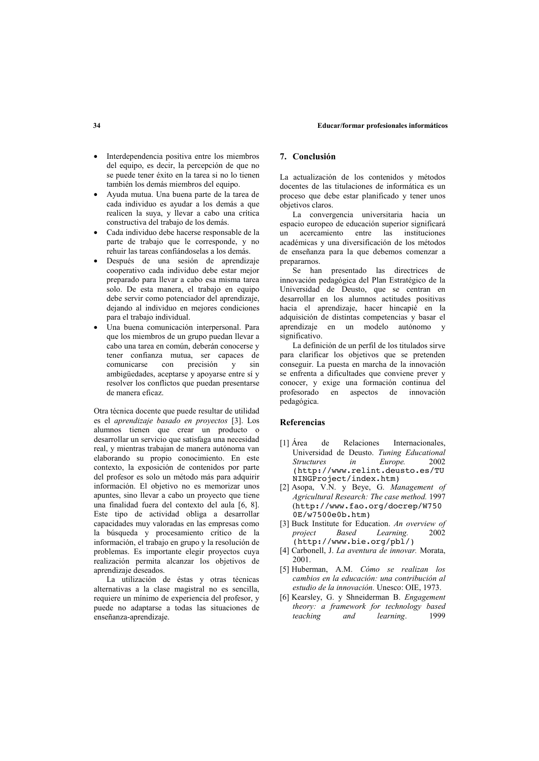- Interdependencia positiva entre los miembros del equipo, es decir, la percepción de que no se puede tener éxito en la tarea si no lo tienen también los demás miembros del equipo.
- Ayuda mutua. Una buena parte de la tarea de cada individuo es ayudar a los demás a que realicen la suya, y llevar a cabo una crítica constructiva del trabajo de los demás.
- Cada individuo debe hacerse responsable de la parte de trabajo que le corresponde, y no rehuir las tareas confiándoselas a los demás.
- Después de una sesión de aprendizaje cooperativo cada individuo debe estar mejor preparado para llevar a cabo esa misma tarea solo. De esta manera, el trabajo en equipo debe servir como potenciador del aprendizaje, dejando al individuo en mejores condiciones para el trabajo individual.
- Una buena comunicación interpersonal. Para que los miembros de un grupo puedan llevar a cabo una tarea en común, deberán conocerse y tener confianza mutua, ser capaces de comunicarse con precisión y sin ambigüedades, aceptarse y apoyarse entre sí y resolver los conflictos que puedan presentarse de manera eficaz.

Otra técnica docente que puede resultar de utilidad es el *aprendizaje basado en proyectos* [3]. Los alumnos tienen que crear un producto o desarrollar un servicio que satisfaga una necesidad real, y mientras trabajan de manera autónoma van elaborando su propio conocimiento. En este contexto, la exposición de contenidos por parte del profesor es solo un método más para adquirir información. El objetivo no es memorizar unos apuntes, sino llevar a cabo un proyecto que tiene una finalidad fuera del contexto del aula [6, 8]. Este tipo de actividad obliga a desarrollar capacidades muy valoradas en las empresas como la búsqueda y procesamiento crítico de la información, el trabajo en grupo y la resolución de problemas. Es importante elegir proyectos cuya realización permita alcanzar los objetivos de aprendizaje deseados.

La utilización de éstas y otras técnicas alternativas a la clase magistral no es sencilla, requiere un mínimo de experiencia del profesor, y puede no adaptarse a todas las situaciones de enseñanza-aprendizaje.

## 7. Conclusión

La actualización de los contenidos y métodos docentes de las titulaciones de informática es un proceso que debe estar planificado y tener unos objetivos claros.

La convergencia universitaria hacia un espacio europeo de educación superior significará un acercamiento entre las instituciones académicas y una diversificación de los métodos de enseñanza para la que debemos comenzar a prepararnos.

Se han presentado las directrices de innovación pedagógica del Plan Estratégico de la Universidad de Deusto, que se centran en desarrollar en los alumnos actitudes positivas hacia el aprendizaje, hacer hincapié en la adquisición de distintas competencias y basar el aprendizaje en un modelo autónomo y significativo.

La definición de un perfil de los titulados sirve para clarificar los objetivos que se pretenden conseguir. La puesta en marcha de la innovación se enfrenta a dificultades que conviene prever y conocer, y exige una formación continua del profesorado en aspectos de innovación pedagógica.

## Referencias

[1] Área de Relaciones Internacionales, Universidad de Deusto. *Tuning Educational Structures in Europe.* 2002 (http://www.relint.deusto.es/TUNINGProject/index.htm)

[2] Asopa, V.N. y Beye, G. *Management of Agricultural Research: The case method.* 1997 (http://www.fao.org/docrep/W7500E/w7500e0b.htm)

[3] Buck Institute for Education. *An overview of project Based Learning.* 2002 (http://www.bie.org/pbl/)

[4] Carbonell, J. *La aventura de innovar.* Morata, 2001.

[5] Huberman, A.M. *Cómo se realizan los cambios en la educación: una contribución al estudio de la innovación.* Unesco: OIE, 1973.

[6] Kearsley, G. y Shneiderman B. *Engagement theory: a framework for technology based teaching and learning*. 1999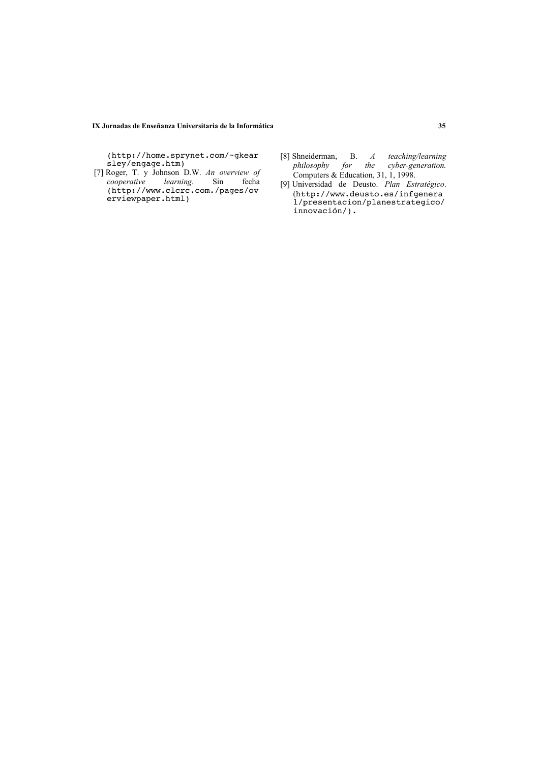(http://home.sprynet.com/~gkearsley/engage.htm)

[7] Roger, T. y Johnson D.W. *An overview of cooperative learning.* Sin fecha (http://www.clcrc.com./pages/overviewpaper.html)

[8] Shneiderman, B. *A teaching/learning philosophy for the cyber-generation.* Computers & Education, 31, 1, 1998.

[9] Universidad de Deusto. *Plan Estratégico*. (http://www.deusto.es/infgeneral/presentacion/planestrategico/innovación/).